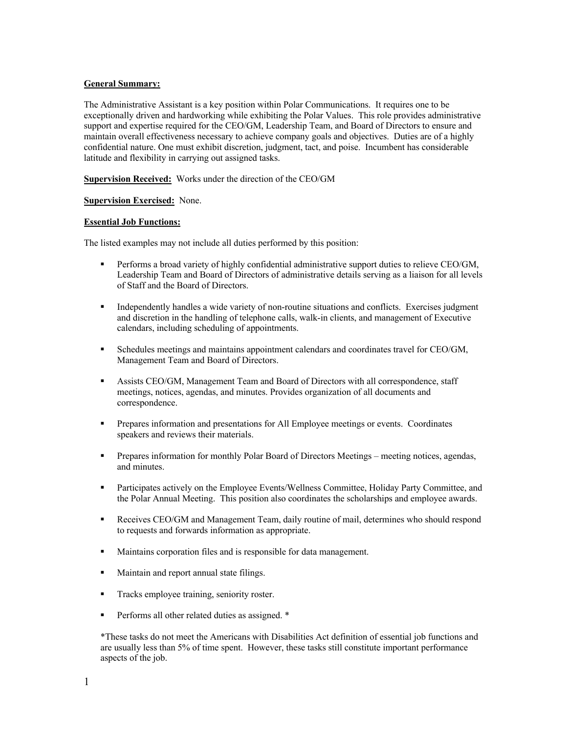**General Summary:**

The Administrative Assistant is a key position within Polar Communications. It requires one to be exceptionally driven and hardworking while exhibiting the Polar Values. This role provides administrative support and expertise required for the CEO/GM, Leadership Team, and Board of Directors to ensure and maintain overall effectiveness necessary to achieve company goals and objectives. Duties are of a highly confidential nature. One must exhibit discretion, judgment, tact, and poise. Incumbent has considerable latitude and flexibility in carrying out assigned tasks.

**Supervision Received:** Works under the direction of the CEO/GM

**Supervision Exercised:** None.

**Essential Job Functions:**

The listed examples may not include all duties performed by this position:

- Performs a broad variety of highly confidential administrative support duties to relieve CEO/GM, Leadership Team and Board of Directors of administrative details serving as a liaison for all levels of Staff and the Board of Directors.
- Independently handles a wide variety of non-routine situations and conflicts. Exercises judgment and discretion in the handling of telephone calls, walk-in clients, and management of Executive calendars, including scheduling of appointments.
- Schedules meetings and maintains appointment calendars and coordinates travel for CEO/GM, Management Team and Board of Directors.
- Assists CEO/GM, Management Team and Board of Directors with all correspondence, staff meetings, notices, agendas, and minutes. Provides organization of all documents and correspondence.
- Prepares information and presentations for All Employee meetings or events. Coordinates speakers and reviews their materials.
- Prepares information for monthly Polar Board of Directors Meetings – meeting notices, agendas, and minutes.
- Participates actively on the Employee Events/Wellness Committee, Holiday Party Committee, and the Polar Annual Meeting. This position also coordinates the scholarships and employee awards.
- Receives CEO/GM and Management Team, daily routine of mail, determines who should respond to requests and forwards information as appropriate.
- Maintains corporation files and is responsible for data management.
- Maintain and report annual state filings.
- Tracks employee training, seniority roster.
- Performs all other related duties as assigned. *

*These tasks do not meet the Americans with Disabilities Act definition of essential job functions and are usually less than 5% of time spent. However, these tasks still constitute important performance aspects of the job.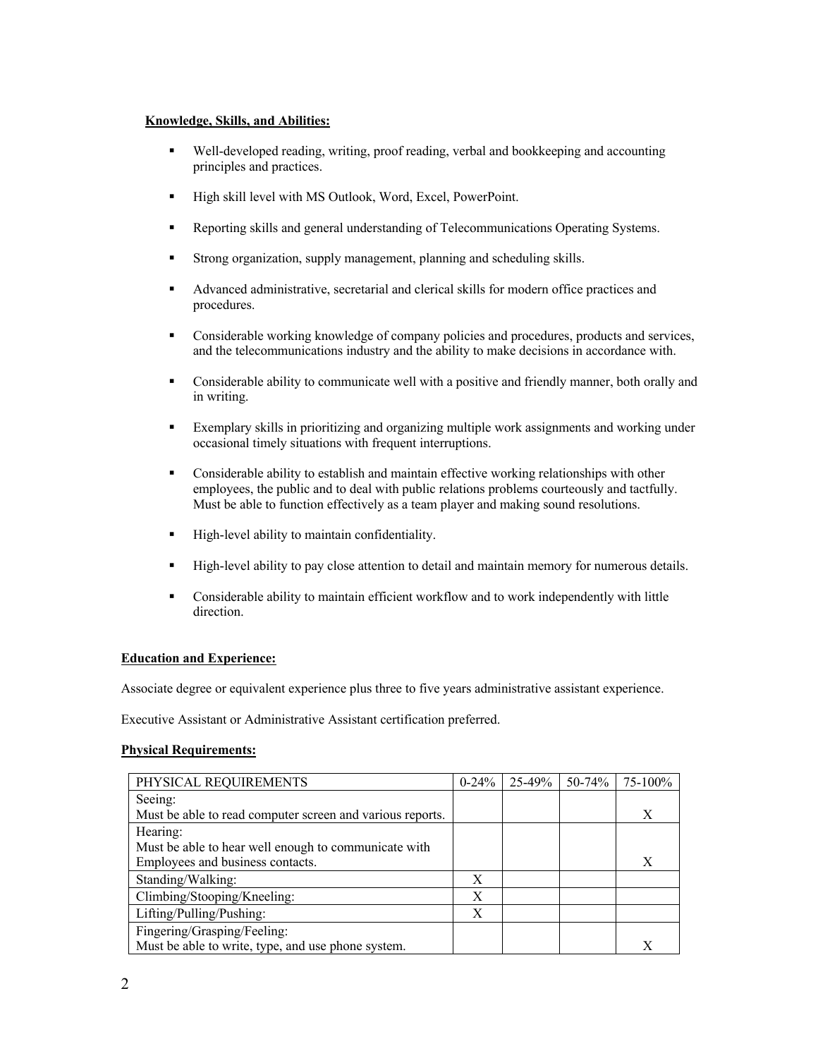**Knowledge, Skills, and Abilities:**

- Well-developed reading, writing, proof reading, verbal and bookkeeping and accounting principles and practices.
- High skill level with MS Outlook, Word, Excel, PowerPoint.
- Reporting skills and general understanding of Telecommunications Operating Systems.
- Strong organization, supply management, planning and scheduling skills.
- Advanced administrative, secretarial and clerical skills for modern office practices and procedures.
- Considerable working knowledge of company policies and procedures, products and services, and the telecommunications industry and the ability to make decisions in accordance with.
- Considerable ability to communicate well with a positive and friendly manner, both orally and in writing.
- Exemplary skills in prioritizing and organizing multiple work assignments and working under occasional timely situations with frequent interruptions.
- Considerable ability to establish and maintain effective working relationships with other employees, the public and to deal with public relations problems courteously and tactfully. Must be able to function effectively as a team player and making sound resolutions.
- High-level ability to maintain confidentiality.
- High-level ability to pay close attention to detail and maintain memory for numerous details.
- Considerable ability to maintain efficient workflow and to work independently with little direction.

**Education and Experience:**

Associate degree or equivalent experience plus three to five years administrative assistant experience.

Executive Assistant or Administrative Assistant certification preferred.

**Physical Requirements:**

| PHYSICAL REQUIREMENTS | 0-24% | 25-49% | 50-74% | 75-100% |
|---|---|---|---|---|
| Seeing: Must be able to read computer screen and various reports. | | | | X |
| Hearing: Must be able to hear well enough to communicate with Employees and business contacts. | | | | X |
| Standing/Walking: | X | | | |
| Climbing/Stooping/Kneeling: | X | | | |
| Lifting/Pulling/Pushing: | X | | | |
| Fingering/Grasping/Feeling: Must be able to write, type, and use phone system. | | | | X |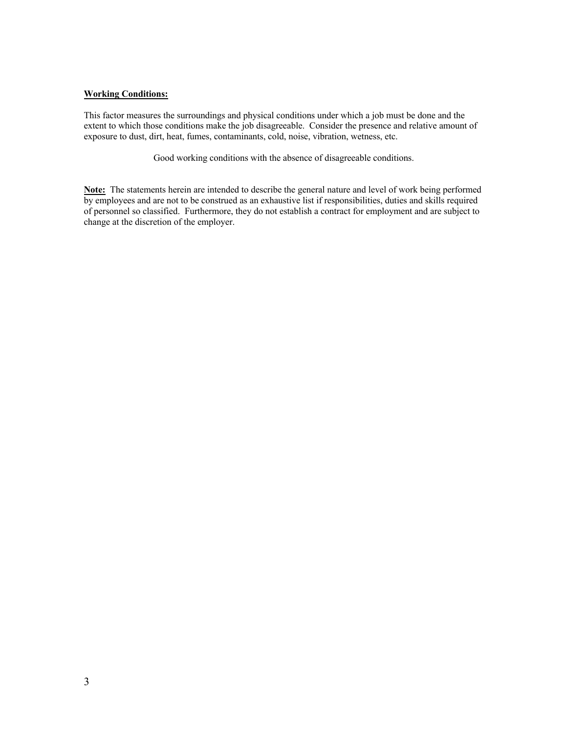**<u>Working Conditions:</u>**

This factor measures the surroundings and physical conditions under which a job must be done and the extent to which those conditions make the job disagreeable. Consider the presence and relative amount of exposure to dust, dirt, heat, fumes, contaminants, cold, noise, vibration, wetness, etc.

Good working conditions with the absence of disagreeable conditions.

**<u>Note:</u>** The statements herein are intended to describe the general nature and level of work being performed by employees and are not to be construed as an exhaustive list if responsibilities, duties and skills required of personnel so classified. Furthermore, they do not establish a contract for employment and are subject to change at the discretion of the employer.